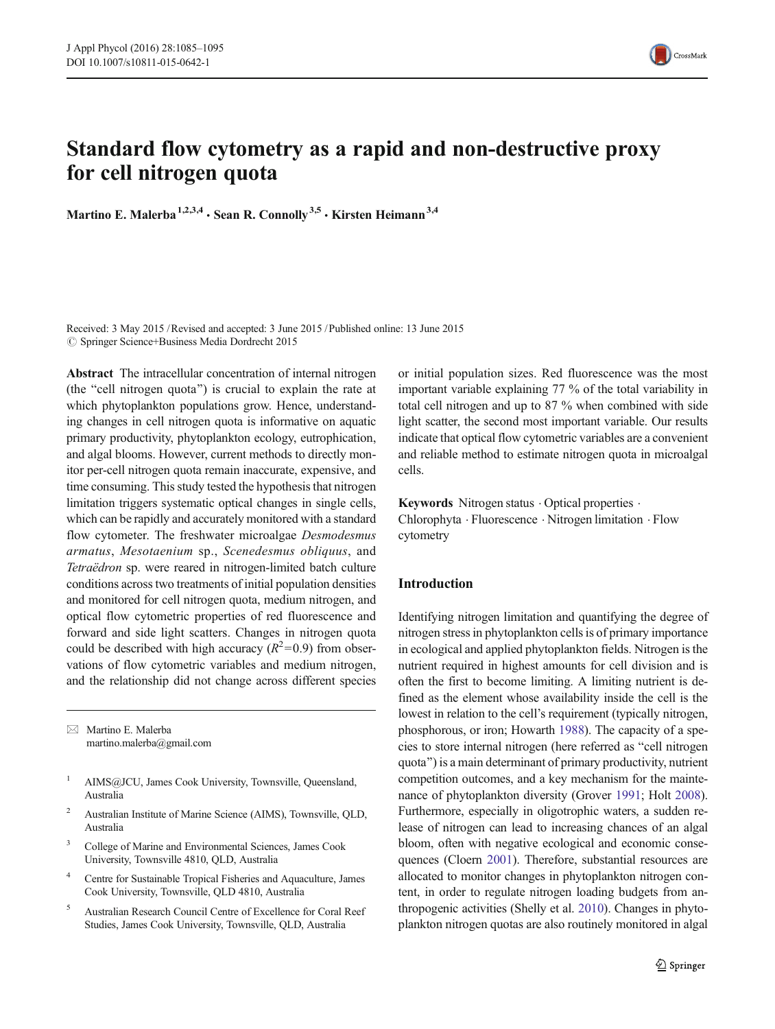# Standard flow cytometry as a rapid and non-destructive proxy for cell nitrogen quota

**Martino E. Malerba[1,2,3,4] · Sean R. Connolly[3,5] · Kirsten Heimann[3,4]**

Received: 3 May 2015 / Revised and accepted: 3 June 2015 / Published online: 13 June 2015
© Springer Science+Business Media Dordrecht 2015

**Abstract** The intracellular concentration of internal nitrogen (the "cell nitrogen quota") is crucial to explain the rate at which phytoplankton populations grow. Hence, understanding changes in cell nitrogen quota is informative on aquatic primary productivity, phytoplankton ecology, eutrophication, and algal blooms. However, current methods to directly monitor per-cell nitrogen quota remain inaccurate, expensive, and time consuming. This study tested the hypothesis that nitrogen limitation triggers systematic optical changes in single cells, which can be rapidly and accurately monitored with a standard flow cytometer. The freshwater microalgae *Desmodesmus armatus*, *Mesotaenium* sp., *Scenedesmus obliquus*, and *Tetraëdron* sp. were reared in nitrogen-limited batch culture conditions across two treatments of initial population densities and monitored for cell nitrogen quota, medium nitrogen, and optical flow cytometric properties of red fluorescence and forward and side light scatters. Changes in nitrogen quota could be described with high accuracy ($R^2$=0.9) from observations of flow cytometric variables and medium nitrogen, and the relationship did not change across different species or initial population sizes. Red fluorescence was the most important variable explaining 77 % of the total variability in total cell nitrogen and up to 87 % when combined with side light scatter, the second most important variable. Our results indicate that optical flow cytometric variables are a convenient and reliable method to estimate nitrogen quota in microalgal cells.

**Keywords** Nitrogen status · Optical properties · Chlorophyta · Fluorescence · Nitrogen limitation · Flow cytometry

✉ Martino E. Malerba
martino.malerba@gmail.com

[1] AIMS@JCU, James Cook University, Townsville, Queensland, Australia

[2] Australian Institute of Marine Science (AIMS), Townsville, QLD, Australia

[3] College of Marine and Environmental Sciences, James Cook University, Townsville 4810, QLD, Australia

[4] Centre for Sustainable Tropical Fisheries and Aquaculture, James Cook University, Townsville, QLD 4810, Australia

[5] Australian Research Council Centre of Excellence for Coral Reef Studies, James Cook University, Townsville, QLD, Australia

## Introduction

Identifying nitrogen limitation and quantifying the degree of nitrogen stress in phytoplankton cells is of primary importance in ecological and applied phytoplankton fields. Nitrogen is the nutrient required in highest amounts for cell division and is often the first to become limiting. A limiting nutrient is defined as the element whose availability inside the cell is the lowest in relation to the cell's requirement (typically nitrogen, phosphorous, or iron; Howarth 1988). The capacity of a species to store internal nitrogen (here referred as "cell nitrogen quota") is a main determinant of primary productivity, nutrient competition outcomes, and a key mechanism for the maintenance of phytoplankton diversity (Grover 1991; Holt 2008). Furthermore, especially in oligotrophic waters, a sudden release of nitrogen can lead to increasing chances of an algal bloom, often with negative ecological and economic consequences (Cloern 2001). Therefore, substantial resources are allocated to monitor changes in phytoplankton nitrogen content, in order to regulate nitrogen loading budgets from anthropogenic activities (Shelly et al. 2010). Changes in phytoplankton nitrogen quotas are also routinely monitored in algal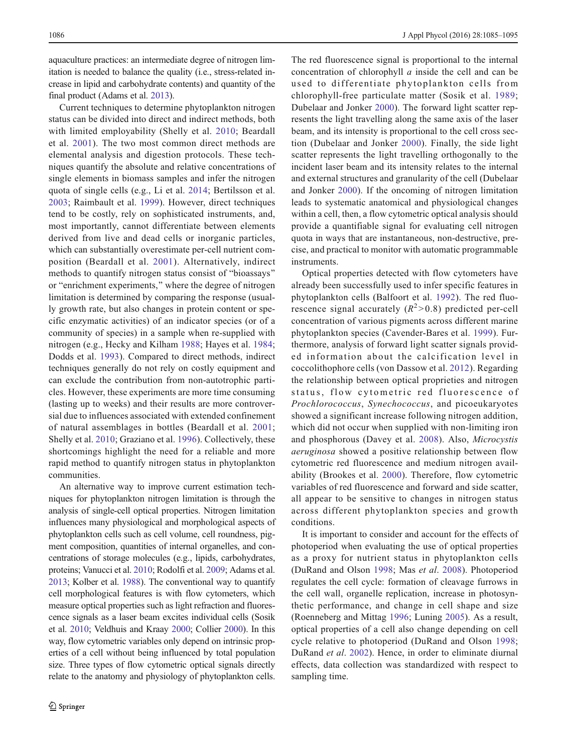aquaculture practices: an intermediate degree of nitrogen limitation is needed to balance the quality (i.e., stress-related increase in lipid and carbohydrate contents) and quantity of the final product (Adams et al. 2013).

Current techniques to determine phytoplankton nitrogen status can be divided into direct and indirect methods, both with limited employability (Shelly et al. 2010; Beardall et al. 2001). The two most common direct methods are elemental analysis and digestion protocols. These techniques quantify the absolute and relative concentrations of single elements in biomass samples and infer the nitrogen quota of single cells (e.g., Li et al. 2014; Bertilsson et al. 2003; Raimbault et al. 1999). However, direct techniques tend to be costly, rely on sophisticated instruments, and, most importantly, cannot differentiate between elements derived from live and dead cells or inorganic particles, which can substantially overestimate per-cell nutrient composition (Beardall et al. 2001). Alternatively, indirect methods to quantify nitrogen status consist of "bioassays" or "enrichment experiments," where the degree of nitrogen limitation is determined by comparing the response (usually growth rate, but also changes in protein content or specific enzymatic activities) of an indicator species (or of a community of species) in a sample when re-supplied with nitrogen (e.g., Hecky and Kilham 1988; Hayes et al. 1984; Dodds et al. 1993). Compared to direct methods, indirect techniques generally do not rely on costly equipment and can exclude the contribution from non-autotrophic particles. However, these experiments are more time consuming (lasting up to weeks) and their results are more controversial due to influences associated with extended confinement of natural assemblages in bottles (Beardall et al. 2001; Shelly et al. 2010; Graziano et al. 1996). Collectively, these shortcomings highlight the need for a reliable and more rapid method to quantify nitrogen status in phytoplankton communities.

An alternative way to improve current estimation techniques for phytoplankton nitrogen limitation is through the analysis of single-cell optical properties. Nitrogen limitation influences many physiological and morphological aspects of phytoplankton cells such as cell volume, cell roundness, pigment composition, quantities of internal organelles, and concentrations of storage molecules (e.g., lipids, carbohydrates, proteins; Vanucci et al. 2010; Rodolfi et al. 2009; Adams et al. 2013; Kolber et al. 1988). The conventional way to quantify cell morphological features is with flow cytometers, which measure optical properties such as light refraction and fluorescence signals as a laser beam excites individual cells (Sosik et al. 2010; Veldhuis and Kraay 2000; Collier 2000). In this way, flow cytometric variables only depend on intrinsic properties of a cell without being influenced by total population size. Three types of flow cytometric optical signals directly relate to the anatomy and physiology of phytoplankton cells. The red fluorescence signal is proportional to the internal concentration of chlorophyll *a* inside the cell and can be used to differentiate phytoplankton cells from chlorophyll-free particulate matter (Sosik et al. 1989; Dubelaar and Jonker 2000). The forward light scatter represents the light travelling along the same axis of the laser beam, and its intensity is proportional to the cell cross section (Dubelaar and Jonker 2000). Finally, the side light scatter represents the light travelling orthogonally to the incident laser beam and its intensity relates to the internal and external structures and granularity of the cell (Dubelaar and Jonker 2000). If the oncoming of nitrogen limitation leads to systematic anatomical and physiological changes within a cell, then, a flow cytometric optical analysis should provide a quantifiable signal for evaluating cell nitrogen quota in ways that are instantaneous, non-destructive, precise, and practical to monitor with automatic programmable instruments.

Optical properties detected with flow cytometers have already been successfully used to infer specific features in phytoplankton cells (Balfoort et al. 1992). The red fluorescence signal accurately ($R^2$>0.8) predicted per-cell concentration of various pigments across different marine phytoplankton species (Cavender-Bares et al. 1999). Furthermore, analysis of forward light scatter signals provided information about the calcification level in coccolithophore cells (von Dassow et al. 2012). Regarding the relationship between optical proprieties and nitrogen status, flow cytometric red fluorescence of *Prochlorococcus*, *Synechococcus*, and picoeukaryotes showed a significant increase following nitrogen addition, which did not occur when supplied with non-limiting iron and phosphorous (Davey et al. 2008). Also, *Microcystis aeruginosa* showed a positive relationship between flow cytometric red fluorescence and medium nitrogen availability (Brookes et al. 2000). Therefore, flow cytometric variables of red fluorescence and forward and side scatter, all appear to be sensitive to changes in nitrogen status across different phytoplankton species and growth conditions.

It is important to consider and account for the effects of photoperiod when evaluating the use of optical properties as a proxy for nutrient status in phytoplankton cells (DuRand and Olson 1998; Mas *et al*. 2008). Photoperiod regulates the cell cycle: formation of cleavage furrows in the cell wall, organelle replication, increase in photosynthetic performance, and change in cell shape and size (Roenneberg and Mittag 1996; Luning 2005). As a result, optical properties of a cell also change depending on cell cycle relative to photoperiod (DuRand and Olson 1998; DuRand *et al*. 2002). Hence, in order to eliminate diurnal effects, data collection was standardized with respect to sampling time.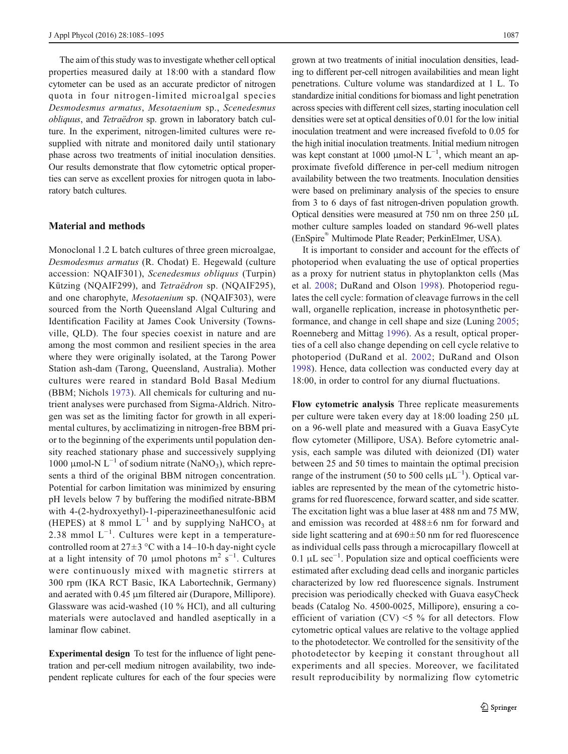The aim of this study was to investigate whether cell optical properties measured daily at 18:00 with a standard flow cytometer can be used as an accurate predictor of nitrogen quota in four nitrogen-limited microalgal species *Desmodesmus armatus*, *Mesotaenium* sp., *Scenedesmus obliquus*, and *Tetraëdron* sp. grown in laboratory batch culture. In the experiment, nitrogen-limited cultures were resupplied with nitrate and monitored daily until stationary phase across two treatments of initial inoculation densities. Our results demonstrate that flow cytometric optical properties can serve as excellent proxies for nitrogen quota in laboratory batch cultures.

## Material and methods

Monoclonal 1.2 L batch cultures of three green microalgae, *Desmodesmus armatus* (R. Chodat) E. Hegewald (culture accession: NQAIF301), *Scenedesmus obliquus* (Turpin) Kützing (NQAIF299), and *Tetraëdron* sp. (NQAIF295), and one charophyte, *Mesotaenium* sp. (NQAIF303), were sourced from the North Queensland Algal Culturing and Identification Facility at James Cook University (Townsville, QLD). The four species coexist in nature and are among the most common and resilient species in the area where they were originally isolated, at the Tarong Power Station ash-dam (Tarong, Queensland, Australia). Mother cultures were reared in standard Bold Basal Medium (BBM; Nichols 1973). All chemicals for culturing and nutrient analyses were purchased from Sigma-Aldrich. Nitrogen was set as the limiting factor for growth in all experimental cultures, by acclimatizing in nitrogen-free BBM prior to the beginning of the experiments until population density reached stationary phase and successively supplying 1000 μmol-N $L^{-1}$ of sodium nitrate ($NaNO_3$), which represents a third of the original BBM nitrogen concentration. Potential for carbon limitation was minimized by ensuring pH levels below 7 by buffering the modified nitrate-BBM with 4-(2-hydroxyethyl)-1-piperazineethanesulfonic acid (HEPES) at 8 mmol $L^{-1}$ and by supplying $NaHCO_3$ at 2.38 mmol $L^{-1}$. Cultures were kept in a temperature-controlled room at 27±3 °C with a 14–10-h day-night cycle at a light intensity of 70 μmol photons $m^2$ $s^{-1}$. Cultures were continuously mixed with magnetic stirrers at 300 rpm (IKA RCT Basic, IKA Labortechnik, Germany) and aerated with 0.45 μm filtered air (Durapore, Millipore). Glassware was acid-washed (10 % HCl), and all culturing materials were autoclaved and handled aseptically in a laminar flow cabinet.

**Experimental design** To test for the influence of light penetration and per-cell medium nitrogen availability, two independent replicate cultures for each of the four species were grown at two treatments of initial inoculation densities, leading to different per-cell nitrogen availabilities and mean light penetrations. Culture volume was standardized at 1 L. To standardize initial conditions for biomass and light penetration across species with different cell sizes, starting inoculation cell densities were set at optical densities of 0.01 for the low initial inoculation treatment and were increased fivefold to 0.05 for the high initial inoculation treatments. Initial medium nitrogen was kept constant at 1000 μmol-N $L^{-1}$, which meant an approximate fivefold difference in per-cell medium nitrogen availability between the two treatments. Inoculation densities were based on preliminary analysis of the species to ensure from 3 to 6 days of fast nitrogen-driven population growth. Optical densities were measured at 750 nm on three 250 μL mother culture samples loaded on standard 96-well plates (EnSpire® Multimode Plate Reader; PerkinElmer, USA).

It is important to consider and account for the effects of photoperiod when evaluating the use of optical properties as a proxy for nutrient status in phytoplankton cells (Mas et al. 2008; DuRand and Olson 1998). Photoperiod regulates the cell cycle: formation of cleavage furrows in the cell wall, organelle replication, increase in photosynthetic performance, and change in cell shape and size (Luning 2005; Roenneberg and Mittag 1996). As a result, optical properties of a cell also change depending on cell cycle relative to photoperiod (DuRand et al. 2002; DuRand and Olson 1998). Hence, data collection was conducted every day at 18:00, in order to control for any diurnal fluctuations.

**Flow cytometric analysis** Three replicate measurements per culture were taken every day at 18:00 loading 250 μL on a 96-well plate and measured with a Guava EasyCyte flow cytometer (Millipore, USA). Before cytometric analysis, each sample was diluted with deionized (DI) water between 25 and 50 times to maintain the optimal precision range of the instrument (50 to 500 cells $\mu L^{-1}$). Optical variables are represented by the mean of the cytometric histograms for red fluorescence, forward scatter, and side scatter. The excitation light was a blue laser at 488 nm and 75 MW, and emission was recorded at 488±6 nm for forward and side light scattering and at 690±50 nm for red fluorescence as individual cells pass through a microcapillary flowcell at 0.1 μL $sec^{-1}$. Population size and optical coefficients were estimated after excluding dead cells and inorganic particles characterized by low red fluorescence signals. Instrument precision was periodically checked with Guava easyCheck beads (Catalog No. 4500-0025, Millipore), ensuring a coefficient of variation (CV) <5 % for all detectors. Flow cytometric optical values are relative to the voltage applied to the photodetector. We controlled for the sensitivity of the photodetector by keeping it constant throughout all experiments and all species. Moreover, we facilitated result reproducibility by normalizing flow cytometric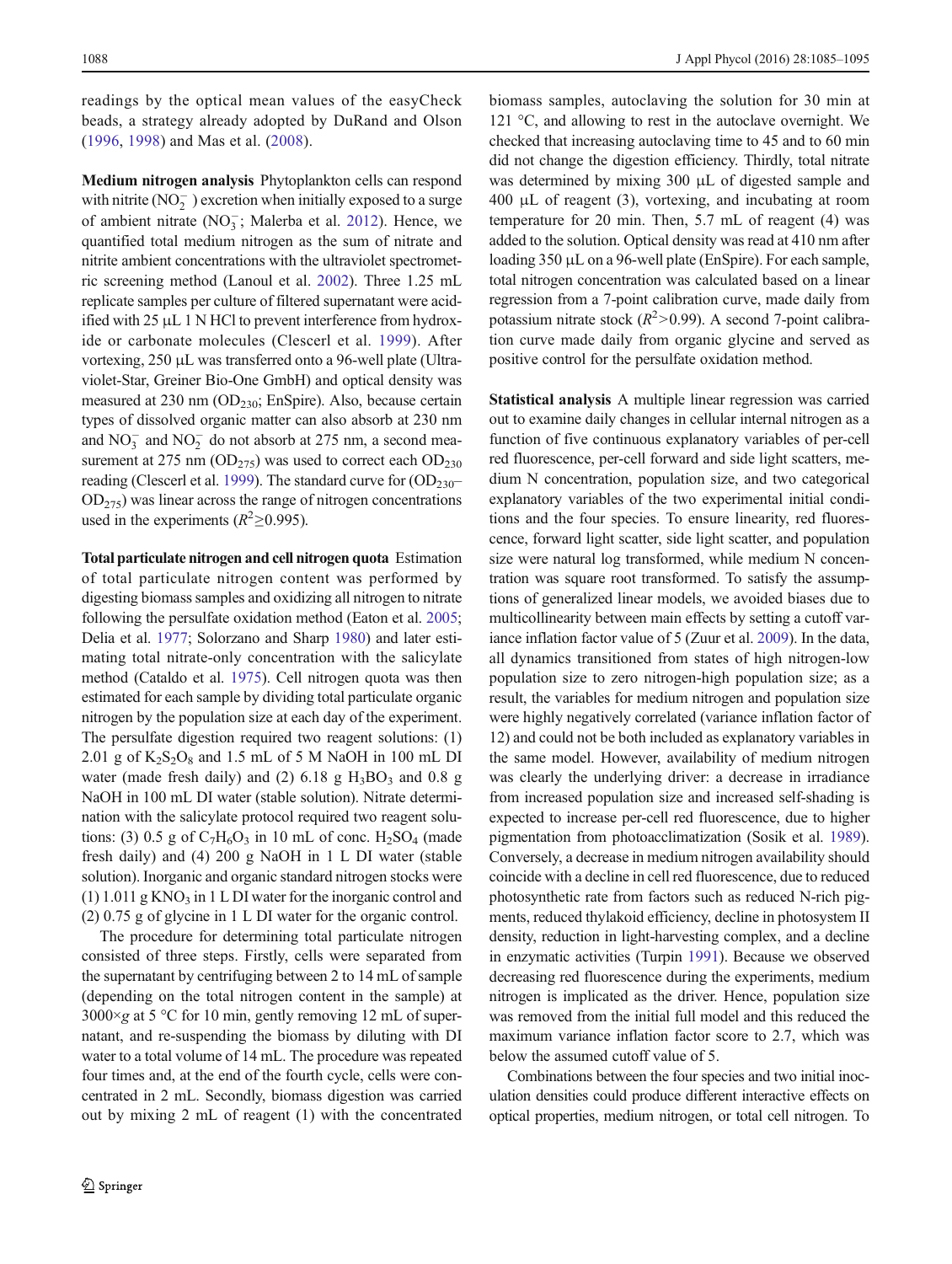readings by the optical mean values of the easyCheck beads, a strategy already adopted by DuRand and Olson (1996, 1998) and Mas et al. (2008).

**Medium nitrogen analysis** Phytoplankton cells can respond with nitrite ($NO_2^-$) excretion when initially exposed to a surge of ambient nitrate ($NO_3^-$; Malerba et al. 2012). Hence, we quantified total medium nitrogen as the sum of nitrate and nitrite ambient concentrations with the ultraviolet spectrometric screening method (Lanoul et al. 2002). Three 1.25 mL replicate samples per culture of filtered supernatant were acidified with 25 μL 1 N HCl to prevent interference from hydroxide or carbonate molecules (Clescerl et al. 1999). After vortexing, 250 μL was transferred onto a 96-well plate (Ultraviolet-Star, Greiner Bio-One GmbH) and optical density was measured at 230 nm ($OD_{230}$; EnSpire). Also, because certain types of dissolved organic matter can also absorb at 230 nm and $NO_3^-$ and $NO_2^-$ do not absorb at 275 nm, a second measurement at 275 nm ($OD_{275}$) was used to correct each $OD_{230}$ reading (Clescerl et al. 1999). The standard curve for ($OD_{230}$–$OD_{275}$) was linear across the range of nitrogen concentrations used in the experiments ($R^2 \geq 0.995$).

**Total particulate nitrogen and cell nitrogen quota** Estimation of total particulate nitrogen content was performed by digesting biomass samples and oxidizing all nitrogen to nitrate following the persulfate oxidation method (Eaton et al. 2005; Delia et al. 1977; Solorzano and Sharp 1980) and later estimating total nitrate-only concentration with the salicylate method (Cataldo et al. 1975). Cell nitrogen quota was then estimated for each sample by dividing total particulate organic nitrogen by the population size at each day of the experiment. The persulfate digestion required two reagent solutions: (1) 2.01 g of $K_2S_2O_8$ and 1.5 mL of 5 M NaOH in 100 mL DI water (made fresh daily) and (2) 6.18 g $H_3BO_3$ and 0.8 g NaOH in 100 mL DI water (stable solution). Nitrate determination with the salicylate protocol required two reagent solutions: (3) 0.5 g of $C_7H_6O_3$ in 10 mL of conc. $H_2SO_4$ (made fresh daily) and (4) 200 g NaOH in 1 L DI water (stable solution). Inorganic and organic standard nitrogen stocks were (1) 1.011 g $KNO_3$ in 1 L DI water for the inorganic control and (2) 0.75 g of glycine in 1 L DI water for the organic control.

The procedure for determining total particulate nitrogen consisted of three steps. Firstly, cells were separated from the supernatant by centrifuging between 2 to 14 mL of sample (depending on the total nitrogen content in the sample) at 3000×*g* at 5 °C for 10 min, gently removing 12 mL of supernatant, and re-suspending the biomass by diluting with DI water to a total volume of 14 mL. The procedure was repeated four times and, at the end of the fourth cycle, cells were concentrated in 2 mL. Secondly, biomass digestion was carried out by mixing 2 mL of reagent (1) with the concentrated biomass samples, autoclaving the solution for 30 min at 121 °C, and allowing to rest in the autoclave overnight. We checked that increasing autoclaving time to 45 and to 60 min did not change the digestion efficiency. Thirdly, total nitrate was determined by mixing 300 μL of digested sample and 400 μL of reagent (3), vortexing, and incubating at room temperature for 20 min. Then, 5.7 mL of reagent (4) was added to the solution. Optical density was read at 410 nm after loading 350 μL on a 96-well plate (EnSpire). For each sample, total nitrogen concentration was calculated based on a linear regression from a 7-point calibration curve, made daily from potassium nitrate stock ($R^2 > 0.99$). A second 7-point calibration curve made daily from organic glycine and served as positive control for the persulfate oxidation method.

**Statistical analysis** A multiple linear regression was carried out to examine daily changes in cellular internal nitrogen as a function of five continuous explanatory variables of per-cell red fluorescence, per-cell forward and side light scatters, medium N concentration, population size, and two categorical explanatory variables of the two experimental initial conditions and the four species. To ensure linearity, red fluorescence, forward light scatter, side light scatter, and population size were natural log transformed, while medium N concentration was square root transformed. To satisfy the assumptions of generalized linear models, we avoided biases due to multicollinearity between main effects by setting a cutoff variance inflation factor value of 5 (Zuur et al. 2009). In the data, all dynamics transitioned from states of high nitrogen-low population size to zero nitrogen-high population size; as a result, the variables for medium nitrogen and population size were highly negatively correlated (variance inflation factor of 12) and could not be both included as explanatory variables in the same model. However, availability of medium nitrogen was clearly the underlying driver: a decrease in irradiance from increased population size and increased self-shading is expected to increase per-cell red fluorescence, due to higher pigmentation from photoacclimatization (Sosik et al. 1989). Conversely, a decrease in medium nitrogen availability should coincide with a decline in cell red fluorescence, due to reduced photosynthetic rate from factors such as reduced N-rich pigments, reduced thylakoid efficiency, decline in photosystem II density, reduction in light-harvesting complex, and a decline in enzymatic activities (Turpin 1991). Because we observed decreasing red fluorescence during the experiments, medium nitrogen is implicated as the driver. Hence, population size was removed from the initial full model and this reduced the maximum variance inflation factor score to 2.7, which was below the assumed cutoff value of 5.

Combinations between the four species and two initial inoculation densities could produce different interactive effects on optical properties, medium nitrogen, or total cell nitrogen. To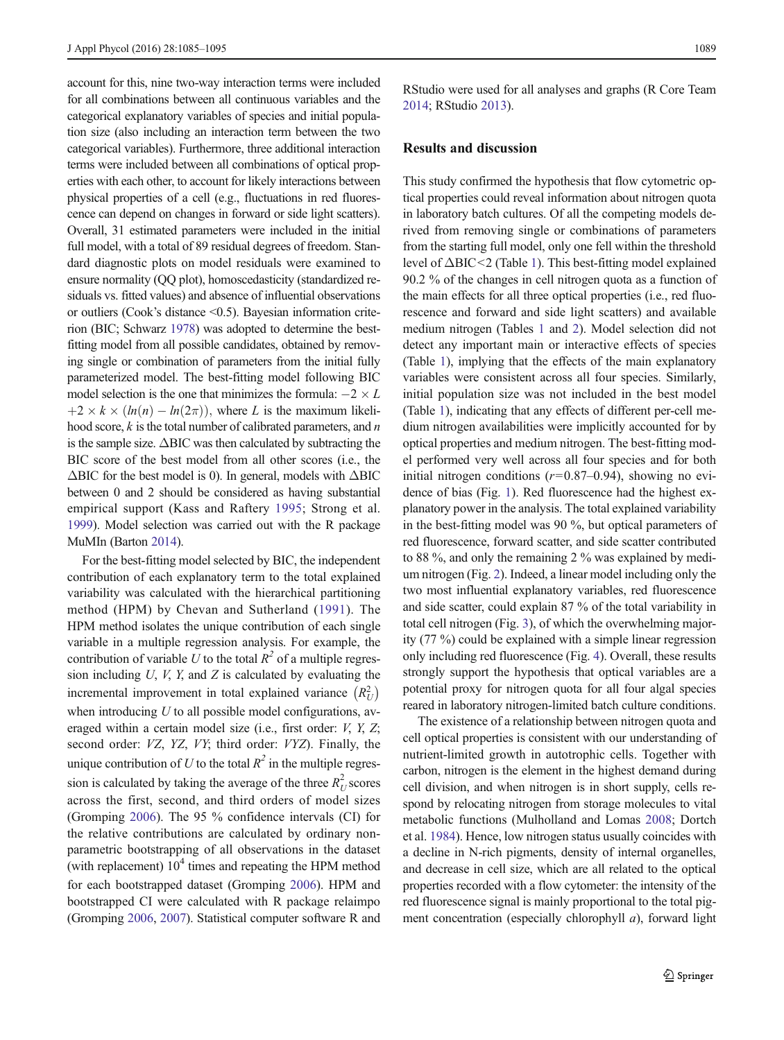account for this, nine two-way interaction terms were included for all combinations between all continuous variables and the categorical explanatory variables of species and initial population size (also including an interaction term between the two categorical variables). Furthermore, three additional interaction terms were included between all combinations of optical properties with each other, to account for likely interactions between physical properties of a cell (e.g., fluctuations in red fluorescence can depend on changes in forward or side light scatters). Overall, 31 estimated parameters were included in the initial full model, with a total of 89 residual degrees of freedom. Standard diagnostic plots on model residuals were examined to ensure normality (QQ plot), homoscedasticity (standardized residuals vs. fitted values) and absence of influential observations or outliers (Cook's distance <0.5). Bayesian information criterion (BIC; Schwarz 1978) was adopted to determine the best-fitting model from all possible candidates, obtained by removing single or combination of parameters from the initial fully parameterized model. The best-fitting model following BIC model selection is the one that minimizes the formula: $-2 \times L + 2 \times k \times (ln(n) - ln(2\pi))$, where $L$ is the maximum likelihood score, $k$ is the total number of calibrated parameters, and $n$ is the sample size. ΔBIC was then calculated by subtracting the BIC score of the best model from all other scores (i.e., the ΔBIC for the best model is 0). In general, models with ΔBIC between 0 and 2 should be considered as having substantial empirical support (Kass and Raftery 1995; Strong et al. 1999). Model selection was carried out with the R package MuMIn (Barton 2014).

For the best-fitting model selected by BIC, the independent contribution of each explanatory term to the total explained variability was calculated with the hierarchical partitioning method (HPM) by Chevan and Sutherland (1991). The HPM method isolates the unique contribution of each single variable in a multiple regression analysis. For example, the contribution of variable $U$ to the total $R^2$ of a multiple regression including $U$, $V$, $Y$, and $Z$ is calculated by evaluating the incremental improvement in total explained variance $\left(R_U^2\right)$ when introducing $U$ to all possible model configurations, averaged within a certain model size (i.e., first order: $V$, $Y$, $Z$; second order: $VZ$, $YZ$, $VY$; third order: $VYZ$). Finally, the unique contribution of $U$ to the total $R^2$ in the multiple regression is calculated by taking the average of the three $R_U^2$ scores across the first, second, and third orders of model sizes (Gromping 2006). The 95 % confidence intervals (CI) for the relative contributions are calculated by ordinary nonparametric bootstrapping of all observations in the dataset (with replacement) $10^4$ times and repeating the HPM method for each bootstrapped dataset (Gromping 2006). HPM and bootstrapped CI were calculated with R package relaimpo (Gromping 2006, 2007). Statistical computer software R and RStudio were used for all analyses and graphs (R Core Team 2014; RStudio 2013).

## Results and discussion

This study confirmed the hypothesis that flow cytometric optical properties could reveal information about nitrogen quota in laboratory batch cultures. Of all the competing models derived from removing single or combinations of parameters from the starting full model, only one fell within the threshold level of ΔBIC<2 (Table 1). This best-fitting model explained 90.2 % of the changes in cell nitrogen quota as a function of the main effects for all three optical properties (i.e., red fluorescence and forward and side light scatters) and available medium nitrogen (Tables 1 and 2). Model selection did not detect any important main or interactive effects of species (Table 1), implying that the effects of the main explanatory variables were consistent across all four species. Similarly, initial population size was not included in the best model (Table 1), indicating that any effects of different per-cell medium nitrogen availabilities were implicitly accounted for by optical properties and medium nitrogen. The best-fitting model performed very well across all four species and for both initial nitrogen conditions ($r$=0.87–0.94), showing no evidence of bias (Fig. 1). Red fluorescence had the highest explanatory power in the analysis. The total explained variability in the best-fitting model was 90 %, but optical parameters of red fluorescence, forward scatter, and side scatter contributed to 88 %, and only the remaining 2 % was explained by medium nitrogen (Fig. 2). Indeed, a linear model including only the two most influential explanatory variables, red fluorescence and side scatter, could explain 87 % of the total variability in total cell nitrogen (Fig. 3), of which the overwhelming majority (77 %) could be explained with a simple linear regression only including red fluorescence (Fig. 4). Overall, these results strongly support the hypothesis that optical variables are a potential proxy for nitrogen quota for all four algal species reared in laboratory nitrogen-limited batch culture conditions.

The existence of a relationship between nitrogen quota and cell optical properties is consistent with our understanding of nutrient-limited growth in autotrophic cells. Together with carbon, nitrogen is the element in the highest demand during cell division, and when nitrogen is in short supply, cells respond by relocating nitrogen from storage molecules to vital metabolic functions (Mulholland and Lomas 2008; Dortch et al. 1984). Hence, low nitrogen status usually coincides with a decline in N-rich pigments, density of internal organelles, and decrease in cell size, which are all related to the optical properties recorded with a flow cytometer: the intensity of the red fluorescence signal is mainly proportional to the total pigment concentration (especially chlorophyll *a*), forward light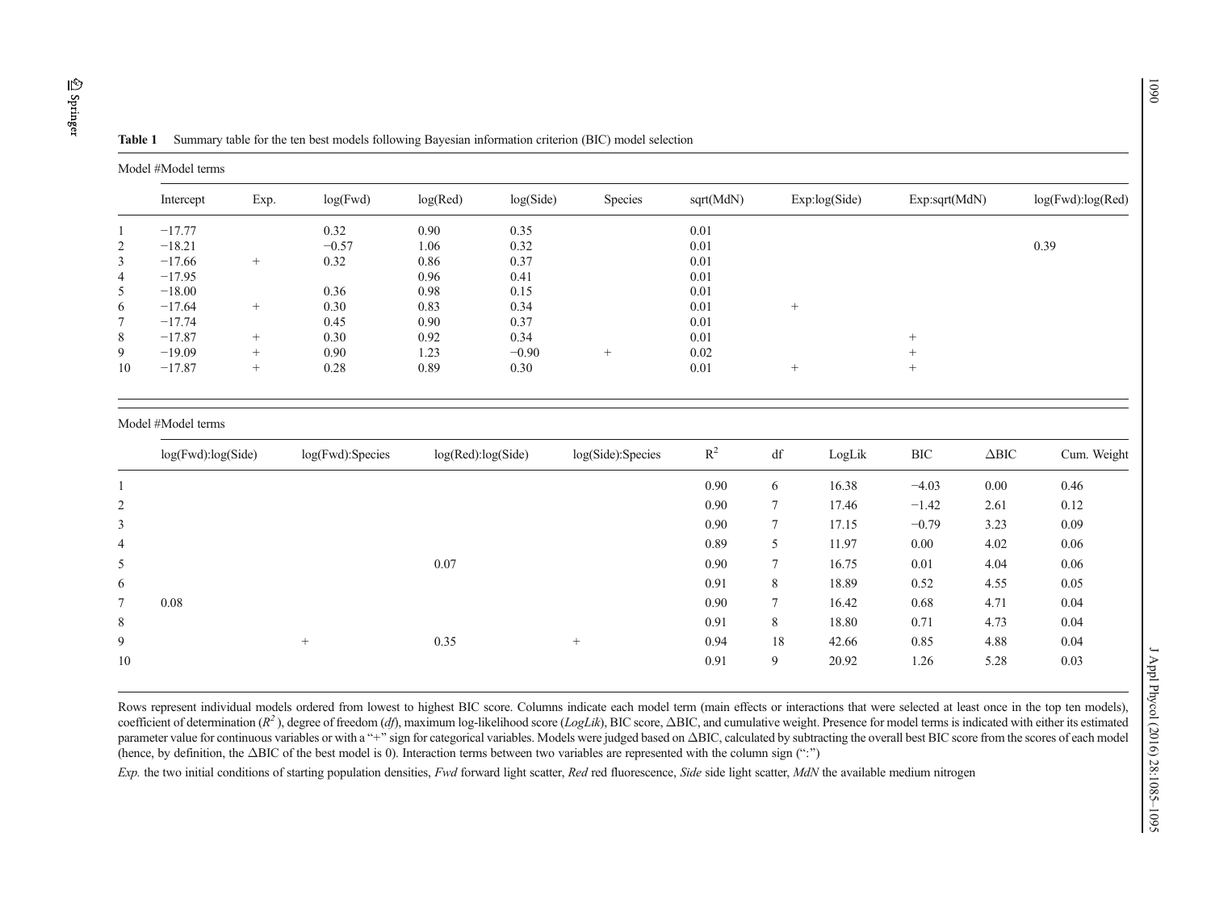**Table 1** Summary table for the ten best models following Bayesian information criterion (BIC) model selection

| Model # | Intercept | Exp. | log(Fwd) | log(Red) | log(Side) | Species | sqrt(MdN) | Exp:log(Side) | Exp:sqrt(MdN) | log(Fwd):log(Red) | log(Fwd):log(Side) | log(Fwd):Species | log(Red):log(Side) | log(Side):Species | $R^2$ | df | LogLik | BIC | ΔBIC | Cum. Weight |
|---|---|---|---|---|---|---|---|---|---|---|---|---|---|---|---|---|---|---|---|---|
| 1 | −17.77 | | 0.32 | 0.90 | 0.35 | | 0.01 | | | | | | | | 0.90 | 6 | 16.38 | −4.03 | 0.00 | 0.46 |
| 2 | −18.21 | | −0.57 | 1.06 | 0.32 | | 0.01 | | | 0.39 | | | | | 0.90 | 7 | 17.46 | −1.42 | 2.61 | 0.12 |
| 3 | −17.66 | + | 0.32 | 0.86 | 0.37 | | 0.01 | | | | | | | | 0.90 | 7 | 17.15 | −0.79 | 3.23 | 0.09 |
| 4 | −17.95 | | | 0.96 | 0.41 | | 0.01 | | | | | | | | 0.89 | 5 | 11.97 | 0.00 | 4.02 | 0.06 |
| 5 | −18.00 | | 0.36 | 0.98 | 0.15 | | 0.01 | | | | | | 0.07 | | 0.90 | 7 | 16.75 | 0.01 | 4.04 | 0.06 |
| 6 | −17.64 | + | 0.30 | 0.83 | 0.34 | | 0.01 | + | | | | | | | 0.91 | 8 | 18.89 | 0.52 | 4.55 | 0.05 |
| 7 | −17.74 | | 0.45 | 0.90 | 0.37 | | 0.01 | | | | 0.08 | | | | 0.90 | 7 | 16.42 | 0.68 | 4.71 | 0.04 |
| 8 | −17.87 | + | 0.30 | 0.92 | 0.34 | | 0.01 | | + | | | | | | 0.91 | 8 | 18.80 | 0.71 | 4.73 | 0.04 |
| 9 | −19.09 | + | 0.90 | 1.23 | −0.90 | + | 0.02 | | + | | | + | 0.35 | + | 0.94 | 18 | 42.66 | 0.85 | 4.88 | 0.04 |
| 10 | −17.87 | + | 0.28 | 0.89 | 0.30 | | 0.01 | + | + | | | | | | 0.91 | 9 | 20.92 | 1.26 | 5.28 | 0.03 |

Rows represent individual models ordered from lowest to highest BIC score. Columns indicate each model term (main effects or interactions that were selected at least once in the top ten models), coefficient of determination ($R^2$), degree of freedom (*df*), maximum log-likelihood score (*LogLik*), BIC score, ΔBIC, and cumulative weight. Presence for model terms is indicated with either its estimated parameter value for continuous variables or with a "+" sign for categorical variables. Models were judged based on ΔBIC, calculated by subtracting the overall best BIC score from the scores of each model (hence, by definition, the ΔBIC of the best model is 0). Interaction terms between two variables are represented with the column sign (":")

*Exp.* the two initial conditions of starting population densities, *Fwd* forward light scatter, *Red* red fluorescence, *Side* side light scatter, *MdN* the available medium nitrogen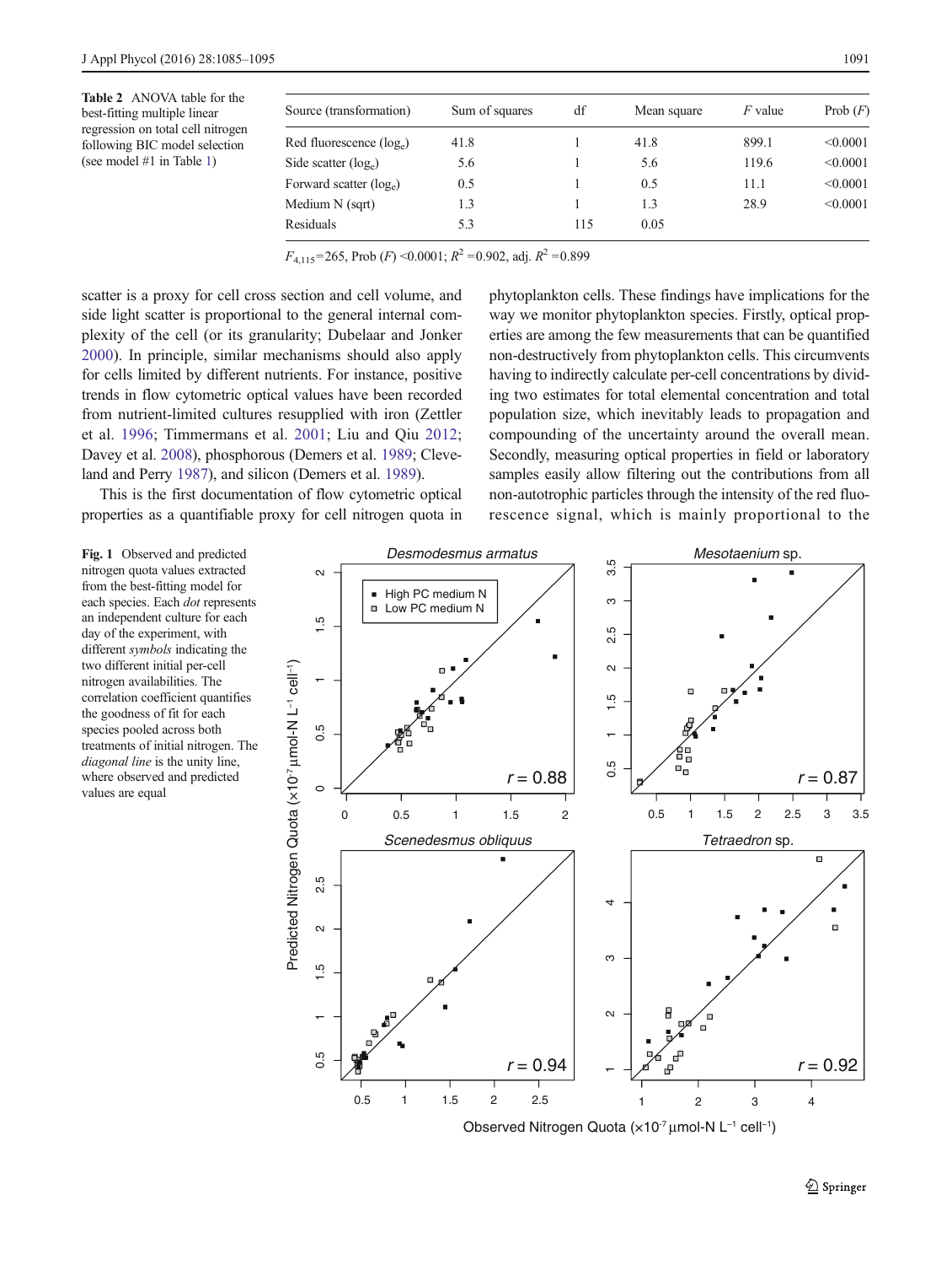**Table 2** ANOVA table for the best-fitting multiple linear regression on total cell nitrogen following BIC model selection (see model #1 in Table 1)

| Source (transformation) | Sum of squares | df | Mean square | *F* value | Prob (*F*) |
|---|---|---|---|---|---|
| Red fluorescence ($\log_e$) | 41.8 | 1 | 41.8 | 899.1 | <0.0001 |
| Side scatter ($\log_e$) | 5.6 | 1 | 5.6 | 119.6 | <0.0001 |
| Forward scatter ($\log_e$) | 0.5 | 1 | 0.5 | 11.1 | <0.0001 |
| Medium N (sqrt) | 1.3 | 1 | 1.3 | 28.9 | <0.0001 |
| Residuals | 5.3 | 115 | 0.05 | | |

$F_{4,115}$=265, Prob (*F*) <0.0001; $R^2$ =0.902, adj. $R^2$ =0.899

scatter is a proxy for cell cross section and cell volume, and side light scatter is proportional to the general internal complexity of the cell (or its granularity; Dubelaar and Jonker 2000). In principle, similar mechanisms should also apply for cells limited by different nutrients. For instance, positive trends in flow cytometric optical values have been recorded from nutrient-limited cultures resupplied with iron (Zettler et al. 1996; Timmermans et al. 2001; Liu and Qiu 2012; Davey et al. 2008), phosphorous (Demers et al. 1989; Cleveland and Perry 1987), and silicon (Demers et al. 1989).

This is the first documentation of flow cytometric optical properties as a quantifiable proxy for cell nitrogen quota in phytoplankton cells. These findings have implications for the way we monitor phytoplankton species. Firstly, optical properties are among the few measurements that can be quantified non-destructively from phytoplankton cells. This circumvents having to indirectly calculate per-cell concentrations by dividing two estimates for total elemental concentration and total population size, which inevitably leads to propagation and compounding of the uncertainty around the overall mean. Secondly, measuring optical properties in field or laboratory samples easily allow filtering out the contributions from all non-autotrophic particles through the intensity of the red fluorescence signal, which is mainly proportional to the

**Fig. 1** Observed and predicted nitrogen quota values extracted from the best-fitting model for each species. Each *dot* represents an independent culture for each day of the experiment, with different *symbols* indicating the two different initial per-cell nitrogen availabilities. The correlation coefficient quantifies the goodness of fit for each species pooled across both treatments of initial nitrogen. The *diagonal line* is the unity line, where observed and predicted values are equal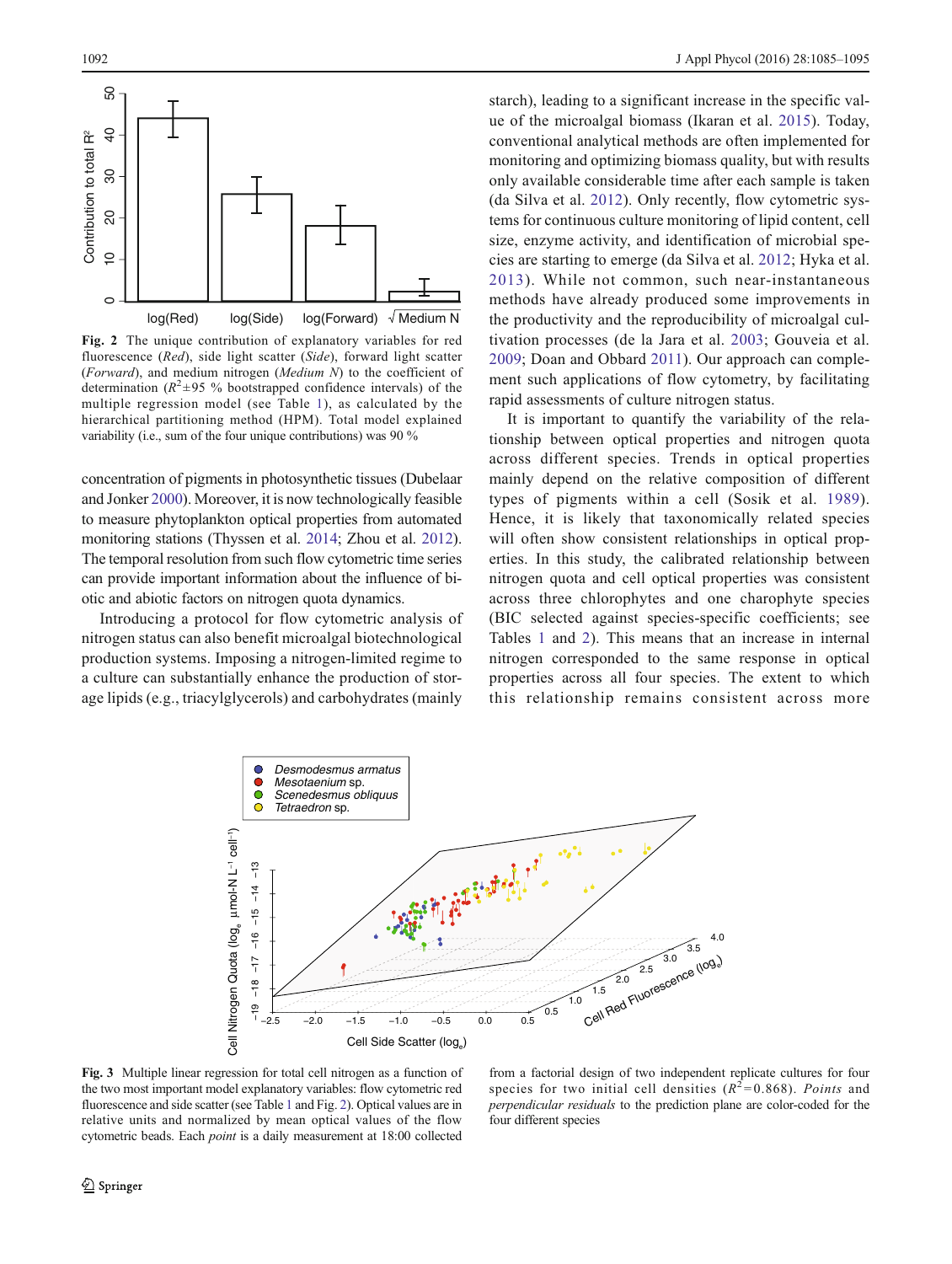**Fig. 2** The unique contribution of explanatory variables for red fluorescence (*Red*), side light scatter (*Side*), forward light scatter (*Forward*), and medium nitrogen (*Medium N*) to the coefficient of determination ($R^2$±95 % bootstrapped confidence intervals) of the multiple regression model (see Table 1), as calculated by the hierarchical partitioning method (HPM). Total model explained variability (i.e., sum of the four unique contributions) was 90 %

concentration of pigments in photosynthetic tissues (Dubelaar and Jonker 2000). Moreover, it is now technologically feasible to measure phytoplankton optical properties from automated monitoring stations (Thyssen et al. 2014; Zhou et al. 2012). The temporal resolution from such flow cytometric time series can provide important information about the influence of biotic and abiotic factors on nitrogen quota dynamics.

Introducing a protocol for flow cytometric analysis of nitrogen status can also benefit microalgal biotechnological production systems. Imposing a nitrogen-limited regime to a culture can substantially enhance the production of storage lipids (e.g., triacylglycerols) and carbohydrates (mainly starch), leading to a significant increase in the specific value of the microalgal biomass (Ikaran et al. 2015). Today, conventional analytical methods are often implemented for monitoring and optimizing biomass quality, but with results only available considerable time after each sample is taken (da Silva et al. 2012). Only recently, flow cytometric systems for continuous culture monitoring of lipid content, cell size, enzyme activity, and identification of microbial species are starting to emerge (da Silva et al. 2012; Hyka et al. 2013). While not common, such near-instantaneous methods have already produced some improvements in the productivity and the reproducibility of microalgal cultivation processes (de la Jara et al. 2003; Gouveia et al. 2009; Doan and Obbard 2011). Our approach can complement such applications of flow cytometry, by facilitating rapid assessments of culture nitrogen status.

It is important to quantify the variability of the relationship between optical properties and nitrogen quota across different species. Trends in optical properties mainly depend on the relative composition of different types of pigments within a cell (Sosik et al. 1989). Hence, it is likely that taxonomically related species will often show consistent relationships in optical properties. In this study, the calibrated relationship between nitrogen quota and cell optical properties was consistent across three chlorophytes and one charophyte species (BIC selected against species-specific coefficients; see Tables 1 and 2). This means that an increase in internal nitrogen corresponded to the same response in optical properties across all four species. The extent to which this relationship remains consistent across more

**Fig. 3** Multiple linear regression for total cell nitrogen as a function of the two most important model explanatory variables: flow cytometric red fluorescence and side scatter (see Table 1 and Fig. 2). Optical values are in relative units and normalized by mean optical values of the flow cytometric beads. Each *point* is a daily measurement at 18:00 collected from a factorial design of two independent replicate cultures for four species for two initial cell densities ($R^2$=0.868). *Points* and *perpendicular residuals* to the prediction plane are color-coded for the four different species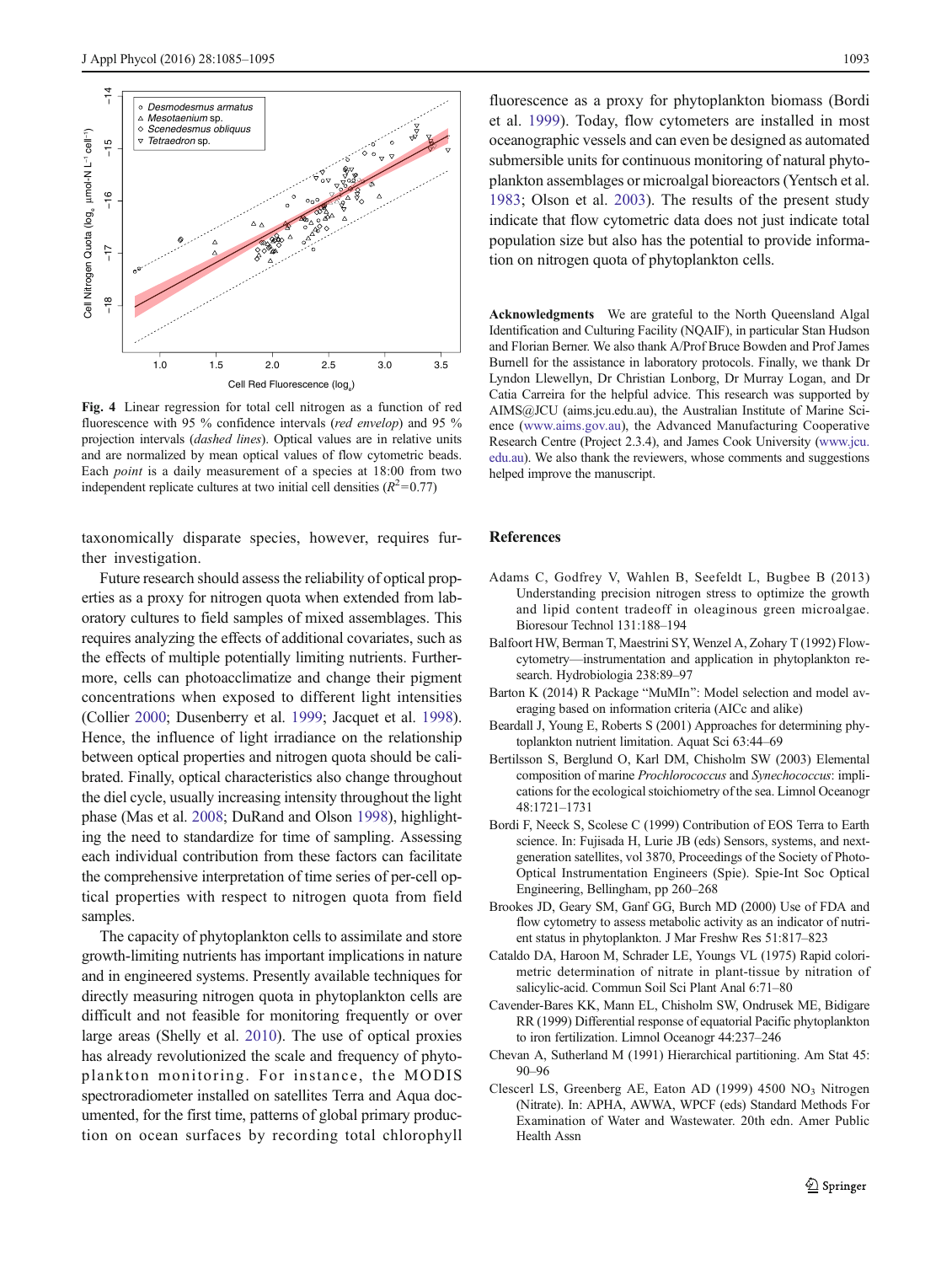Fig. 4 Linear regression for total cell nitrogen as a function of red fluorescence with 95 % confidence intervals (*red envelop*) and 95 % projection intervals (*dashed lines*). Optical values are in relative units and are normalized by mean optical values of flow cytometric beads. Each *point* is a daily measurement of a species at 18:00 from two independent replicate cultures at two initial cell densities ($R^2$=0.77)

taxonomically disparate species, however, requires further investigation.

Future research should assess the reliability of optical properties as a proxy for nitrogen quota when extended from laboratory cultures to field samples of mixed assemblages. This requires analyzing the effects of additional covariates, such as the effects of multiple potentially limiting nutrients. Furthermore, cells can photoacclimatize and change their pigment concentrations when exposed to different light intensities (Collier 2000; Dusenberry et al. 1999; Jacquet et al. 1998). Hence, the influence of light irradiance on the relationship between optical properties and nitrogen quota should be calibrated. Finally, optical characteristics also change throughout the diel cycle, usually increasing intensity throughout the light phase (Mas et al. 2008; DuRand and Olson 1998), highlighting the need to standardize for time of sampling. Assessing each individual contribution from these factors can facilitate the comprehensive interpretation of time series of per-cell optical properties with respect to nitrogen quota from field samples.

The capacity of phytoplankton cells to assimilate and store growth-limiting nutrients has important implications in nature and in engineered systems. Presently available techniques for directly measuring nitrogen quota in phytoplankton cells are difficult and not feasible for monitoring frequently or over large areas (Shelly et al. 2010). The use of optical proxies has already revolutionized the scale and frequency of phytoplankton monitoring. For instance, the MODIS spectroradiometer installed on satellites Terra and Aqua documented, for the first time, patterns of global primary production on ocean surfaces by recording total chlorophyll fluorescence as a proxy for phytoplankton biomass (Bordi et al. 1999). Today, flow cytometers are installed in most oceanographic vessels and can even be designed as automated submersible units for continuous monitoring of natural phytoplankton assemblages or microalgal bioreactors (Yentsch et al. 1983; Olson et al. 2003). The results of the present study indicate that flow cytometric data does not just indicate total population size but also has the potential to provide information on nitrogen quota of phytoplankton cells.

**Acknowledgments** We are grateful to the North Queensland Algal Identification and Culturing Facility (NQAIF), in particular Stan Hudson and Florian Berner. We also thank A/Prof Bruce Bowden and Prof James Burnell for the assistance in laboratory protocols. Finally, we thank Dr Lyndon Llewellyn, Dr Christian Lonborg, Dr Murray Logan, and Dr Catia Carreira for the helpful advice. This research was supported by AIMS@JCU (aims.jcu.edu.au), the Australian Institute of Marine Science (www.aims.gov.au), the Advanced Manufacturing Cooperative Research Centre (Project 2.3.4), and James Cook University (www.jcu.edu.au). We also thank the reviewers, whose comments and suggestions helped improve the manuscript.

## References

Adams C, Godfrey V, Wahlen B, Seefeldt L, Bugbee B (2013) Understanding precision nitrogen stress to optimize the growth and lipid content tradeoff in oleaginous green microalgae. Bioresour Technol 131:188–194

Balfoort HW, Berman T, Maestrini SY, Wenzel A, Zohary T (1992) Flow-cytometry—instrumentation and application in phytoplankton research. Hydrobiologia 238:89–97

Barton K (2014) R Package "MuMIn": Model selection and model averaging based on information criteria (AICc and alike)

Beardall J, Young E, Roberts S (2001) Approaches for determining phytoplankton nutrient limitation. Aquat Sci 63:44–69

Bertilsson S, Berglund O, Karl DM, Chisholm SW (2003) Elemental composition of marine *Prochlorococcus* and *Synechococcus*: implications for the ecological stoichiometry of the sea. Limnol Oceanogr 48:1721–1731

Bordi F, Neeck S, Scolese C (1999) Contribution of EOS Terra to Earth science. In: Fujisada H, Lurie JB (eds) Sensors, systems, and next-generation satellites, vol 3870, Proceedings of the Society of Photo-Optical Instrumentation Engineers (Spie). Spie-Int Soc Optical Engineering, Bellingham, pp 260–268

Brookes JD, Geary SM, Ganf GG, Burch MD (2000) Use of FDA and flow cytometry to assess metabolic activity as an indicator of nutrient status in phytoplankton. J Mar Freshw Res 51:817–823

Cataldo DA, Haroon M, Schrader LE, Youngs VL (1975) Rapid colorimetric determination of nitrate in plant-tissue by nitration of salicylic-acid. Commun Soil Sci Plant Anal 6:71–80

Cavender-Bares KK, Mann EL, Chisholm SW, Ondrusek ME, Bidigare RR (1999) Differential response of equatorial Pacific phytoplankton to iron fertilization. Limnol Oceanogr 44:237–246

Chevan A, Sutherland M (1991) Hierarchical partitioning. Am Stat 45: 90–96

Clescerl LS, Greenberg AE, Eaton AD (1999) 4500 $NO_3$ Nitrogen (Nitrate). In: APHA, AWWA, WPCF (eds) Standard Methods For Examination of Water and Wastewater. 20th edn. Amer Public Health Assn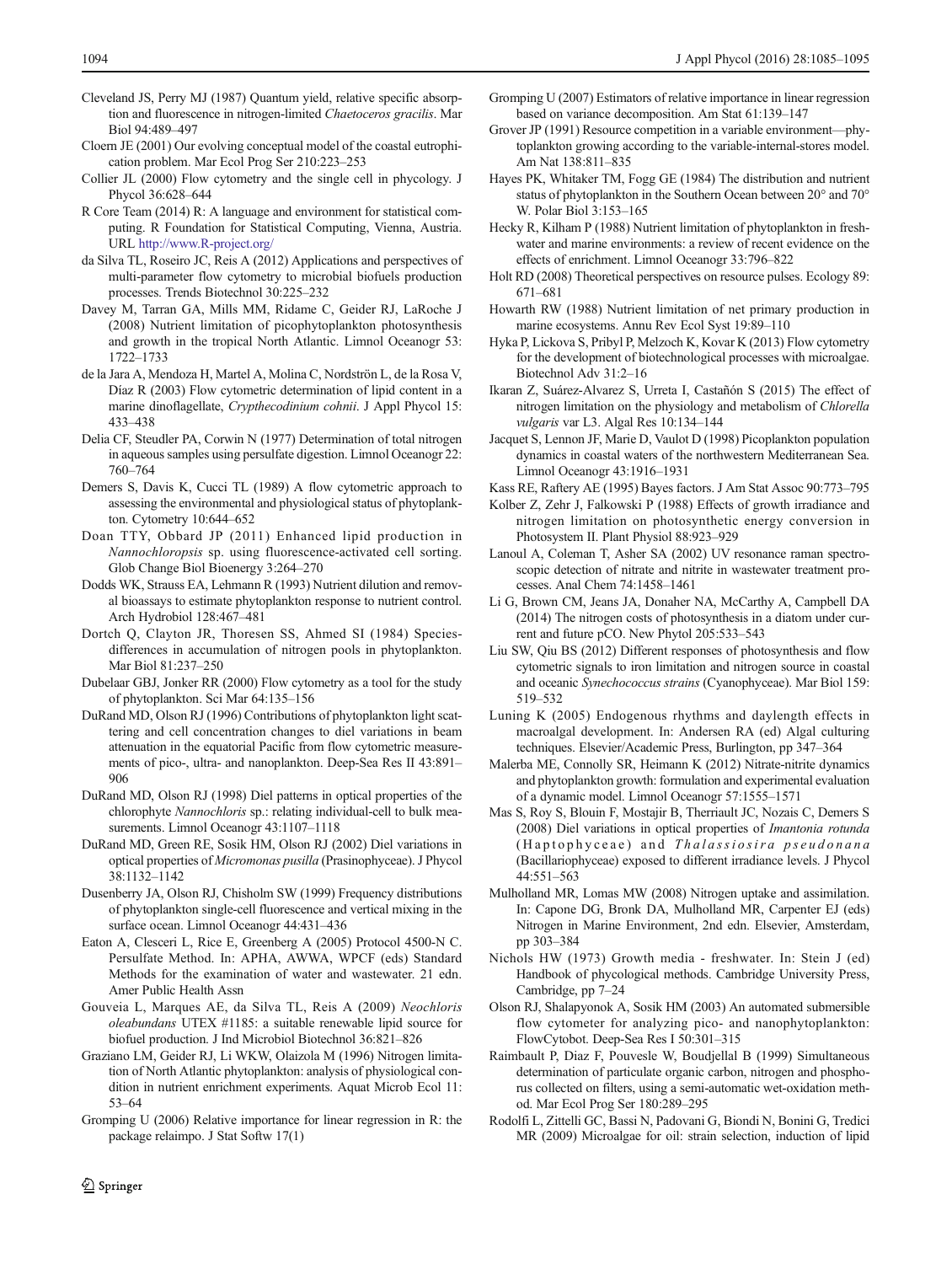Cleveland JS, Perry MJ (1987) Quantum yield, relative specific absorption and fluorescence in nitrogen-limited *Chaetoceros gracilis*. Mar Biol 94:489–497

Cloern JE (2001) Our evolving conceptual model of the coastal eutrophication problem. Mar Ecol Prog Ser 210:223–253

Collier JL (2000) Flow cytometry and the single cell in phycology. J Phycol 36:628–644

R Core Team (2014) R: A language and environment for statistical computing. R Foundation for Statistical Computing, Vienna, Austria. URL http://www.R-project.org/

da Silva TL, Roseiro JC, Reis A (2012) Applications and perspectives of multi-parameter flow cytometry to microbial biofuels production processes. Trends Biotechnol 30:225–232

Davey M, Tarran GA, Mills MM, Ridame C, Geider RJ, LaRoche J (2008) Nutrient limitation of picophytoplankton photosynthesis and growth in the tropical North Atlantic. Limnol Oceanogr 53: 1722–1733

de la Jara A, Mendoza H, Martel A, Molina C, Nordströn L, de la Rosa V, Díaz R (2003) Flow cytometric determination of lipid content in a marine dinoflagellate, *Crypthecodinium cohnii*. J Appl Phycol 15: 433–438

Delia CF, Steudler PA, Corwin N (1977) Determination of total nitrogen in aqueous samples using persulfate digestion. Limnol Oceanogr 22: 760–764

Demers S, Davis K, Cucci TL (1989) A flow cytometric approach to assessing the environmental and physiological status of phytoplankton. Cytometry 10:644–652

Doan TTY, Obbard JP (2011) Enhanced lipid production in *Nannochloropsis* sp. using fluorescence-activated cell sorting. Glob Change Biol Bioenergy 3:264–270

Dodds WK, Strauss EA, Lehmann R (1993) Nutrient dilution and removal bioassays to estimate phytoplankton response to nutrient control. Arch Hydrobiol 128:467–481

Dortch Q, Clayton JR, Thoresen SS, Ahmed SI (1984) Species-differences in accumulation of nitrogen pools in phytoplankton. Mar Biol 81:237–250

Dubelaar GBJ, Jonker RR (2000) Flow cytometry as a tool for the study of phytoplankton. Sci Mar 64:135–156

DuRand MD, Olson RJ (1996) Contributions of phytoplankton light scattering and cell concentration changes to diel variations in beam attenuation in the equatorial Pacific from flow cytometric measurements of pico-, ultra- and nanoplankton. Deep-Sea Res II 43:891–906

DuRand MD, Olson RJ (1998) Diel patterns in optical properties of the chlorophyte *Nannochloris* sp.: relating individual-cell to bulk measurements. Limnol Oceanogr 43:1107–1118

DuRand MD, Green RE, Sosik HM, Olson RJ (2002) Diel variations in optical properties of *Micromonas pusilla* (Prasinophyceae). J Phycol 38:1132–1142

Dusenberry JA, Olson RJ, Chisholm SW (1999) Frequency distributions of phytoplankton single-cell fluorescence and vertical mixing in the surface ocean. Limnol Oceanogr 44:431–436

Eaton A, Clesceri L, Rice E, Greenberg A (2005) Protocol 4500-N C. Persulfate Method. In: APHA, AWWA, WPCF (eds) Standard Methods for the examination of water and wastewater. 21 edn. Amer Public Health Assn

Gouveia L, Marques AE, da Silva TL, Reis A (2009) *Neochloris oleabundans* UTEX #1185: a suitable renewable lipid source for biofuel production. J Ind Microbiol Biotechnol 36:821–826

Graziano LM, Geider RJ, Li WKW, Olaizola M (1996) Nitrogen limitation of North Atlantic phytoplankton: analysis of physiological condition in nutrient enrichment experiments. Aquat Microb Ecol 11: 53–64

Gromping U (2006) Relative importance for linear regression in R: the package relaimpo. J Stat Softw 17(1)

Gromping U (2007) Estimators of relative importance in linear regression based on variance decomposition. Am Stat 61:139–147

Grover JP (1991) Resource competition in a variable environment—phytoplankton growing according to the variable-internal-stores model. Am Nat 138:811–835

Hayes PK, Whitaker TM, Fogg GE (1984) The distribution and nutrient status of phytoplankton in the Southern Ocean between 20° and 70° W. Polar Biol 3:153–165

Hecky R, Kilham P (1988) Nutrient limitation of phytoplankton in freshwater and marine environments: a review of recent evidence on the effects of enrichment. Limnol Oceanogr 33:796–822

Holt RD (2008) Theoretical perspectives on resource pulses. Ecology 89: 671–681

Howarth RW (1988) Nutrient limitation of net primary production in marine ecosystems. Annu Rev Ecol Syst 19:89–110

Hyka P, Lickova S, Pribyl P, Melzoch K, Kovar K (2013) Flow cytometry for the development of biotechnological processes with microalgae. Biotechnol Adv 31:2–16

Ikaran Z, Suárez-Alvarez S, Urreta I, Castañón S (2015) The effect of nitrogen limitation on the physiology and metabolism of *Chlorella vulgaris* var L3. Algal Res 10:134–144

Jacquet S, Lennon JF, Marie D, Vaulot D (1998) Picoplankton population dynamics in coastal waters of the northwestern Mediterranean Sea. Limnol Oceanogr 43:1916–1931

Kass RE, Raftery AE (1995) Bayes factors. J Am Stat Assoc 90:773–795

Kolber Z, Zehr J, Falkowski P (1988) Effects of growth irradiance and nitrogen limitation on photosynthetic energy conversion in Photosystem II. Plant Physiol 88:923–929

Lanoul A, Coleman T, Asher SA (2002) UV resonance raman spectroscopic detection of nitrate and nitrite in wastewater treatment processes. Anal Chem 74:1458–1461

Li G, Brown CM, Jeans JA, Donaher NA, McCarthy A, Campbell DA (2014) The nitrogen costs of photosynthesis in a diatom under current and future pCO. New Phytol 205:533–543

Liu SW, Qiu BS (2012) Different responses of photosynthesis and flow cytometric signals to iron limitation and nitrogen source in coastal and oceanic *Synechococcus strains* (Cyanophyceae). Mar Biol 159: 519–532

Luning K (2005) Endogenous rhythms and daylength effects in macroalgal development. In: Andersen RA (ed) Algal culturing techniques. Elsevier/Academic Press, Burlington, pp 347–364

Malerba ME, Connolly SR, Heimann K (2012) Nitrate-nitrite dynamics and phytoplankton growth: formulation and experimental evaluation of a dynamic model. Limnol Oceanogr 57:1555–1571

Mas S, Roy S, Blouin F, Mostajir B, Therriault JC, Nozais C, Demers S (2008) Diel variations in optical properties of *Imantonia rotunda* (Haptophyceae) and *Thalassiosira pseudonana* (Bacillariophyceae) exposed to different irradiance levels. J Phycol 44:551–563

Mulholland MR, Lomas MW (2008) Nitrogen uptake and assimilation. In: Capone DG, Bronk DA, Mulholland MR, Carpenter EJ (eds) Nitrogen in Marine Environment, 2nd edn. Elsevier, Amsterdam, pp 303–384

Nichols HW (1973) Growth media - freshwater. In: Stein J (ed) Handbook of phycological methods. Cambridge University Press, Cambridge, pp 7–24

Olson RJ, Shalapyonok A, Sosik HM (2003) An automated submersible flow cytometer for analyzing pico- and nanophytoplankton: FlowCytobot. Deep-Sea Res I 50:301–315

Raimbault P, Diaz F, Pouvesle W, Boudjellal B (1999) Simultaneous determination of particulate organic carbon, nitrogen and phosphorus collected on filters, using a semi-automatic wet-oxidation method. Mar Ecol Prog Ser 180:289–295

Rodolfi L, Zittelli GC, Bassi N, Padovani G, Biondi N, Bonini G, Tredici MR (2009) Microalgae for oil: strain selection, induction of lipid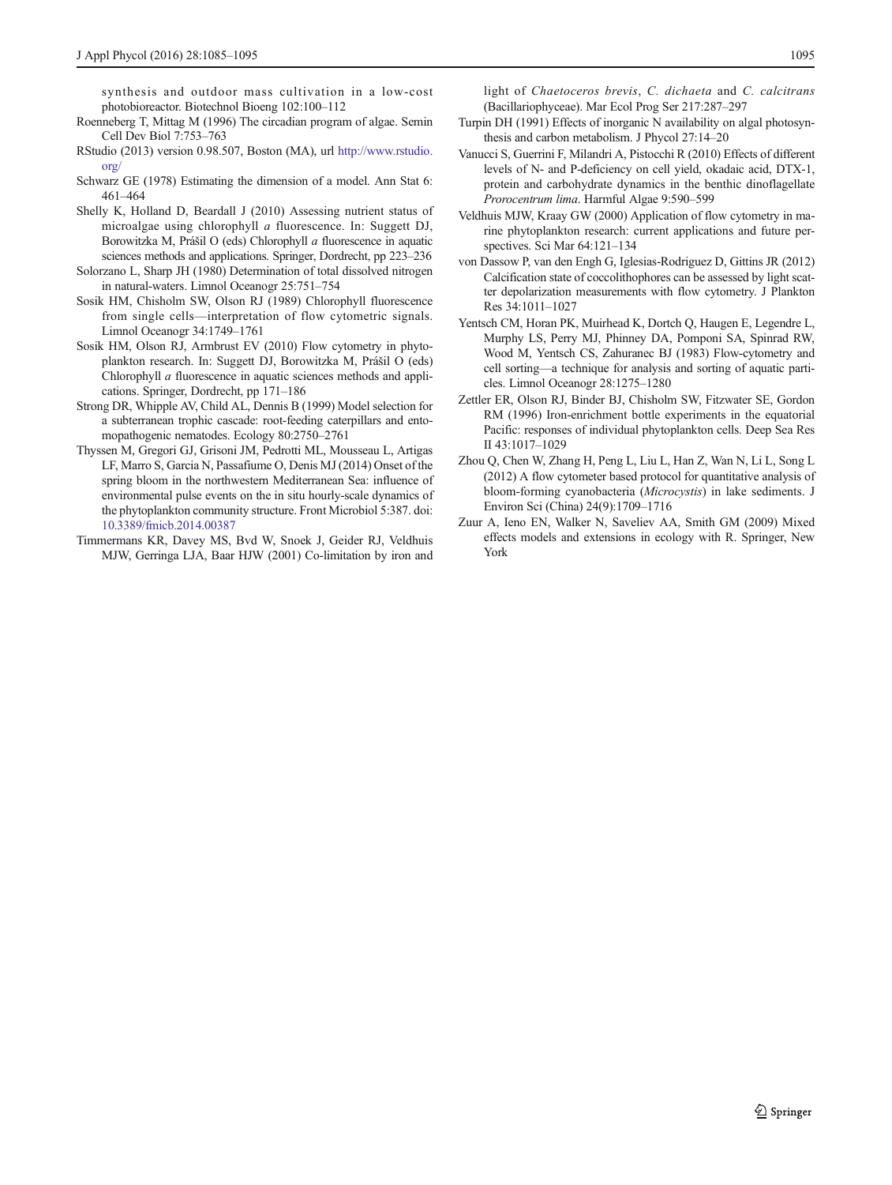synthesis and outdoor mass cultivation in a low-cost photobioreactor. Biotechnol Bioeng 102:100–112

Roenneberg T, Mittag M (1996) The circadian program of algae. Semin Cell Dev Biol 7:753–763

RStudio (2013) version 0.98.507, Boston (MA), url http://www.rstudio.org/

Schwarz GE (1978) Estimating the dimension of a model. Ann Stat 6: 461–464

Shelly K, Holland D, Beardall J (2010) Assessing nutrient status of microalgae using chlorophyll *a* fluorescence. In: Suggett DJ, Borowitzka M, Prášil O (eds) Chlorophyll *a* fluorescence in aquatic sciences methods and applications. Springer, Dordrecht, pp 223–236

Solorzano L, Sharp JH (1980) Determination of total dissolved nitrogen in natural-waters. Limnol Oceanogr 25:751–754

Sosik HM, Chisholm SW, Olson RJ (1989) Chlorophyll fluorescence from single cells—interpretation of flow cytometric signals. Limnol Oceanogr 34:1749–1761

Sosik HM, Olson RJ, Armbrust EV (2010) Flow cytometry in phytoplankton research. In: Suggett DJ, Borowitzka M, Prášil O (eds) Chlorophyll *a* fluorescence in aquatic sciences methods and applications. Springer, Dordrecht, pp 171–186

Strong DR, Whipple AV, Child AL, Dennis B (1999) Model selection for a subterranean trophic cascade: root-feeding caterpillars and entomopathogenic nematodes. Ecology 80:2750–2761

Thyssen M, Gregori GJ, Grisoni JM, Pedrotti ML, Mousseau L, Artigas LF, Marro S, Garcia N, Passafiume O, Denis MJ (2014) Onset of the spring bloom in the northwestern Mediterranean Sea: influence of environmental pulse events on the in situ hourly-scale dynamics of the phytoplankton community structure. Front Microbiol 5:387. doi: 10.3389/fmicb.2014.00387

Timmermans KR, Davey MS, Bvd W, Snoek J, Geider RJ, Veldhuis MJW, Gerringa LJA, Baar HJW (2001) Co-limitation by iron and light of *Chaetoceros brevis*, *C. dichaeta* and *C. calcitrans* (Bacillariophyceae). Mar Ecol Prog Ser 217:287–297

Turpin DH (1991) Effects of inorganic N availability on algal photosynthesis and carbon metabolism. J Phycol 27:14–20

Vanucci S, Guerrini F, Milandri A, Pistocchi R (2010) Effects of different levels of N- and P-deficiency on cell yield, okadaic acid, DTX-1, protein and carbohydrate dynamics in the benthic dinoflagellate *Prorocentrum lima*. Harmful Algae 9:590–599

Veldhuis MJW, Kraay GW (2000) Application of flow cytometry in marine phytoplankton research: current applications and future perspectives. Sci Mar 64:121–134

von Dassow P, van den Engh G, Iglesias-Rodriguez D, Gittins JR (2012) Calcification state of coccolithophores can be assessed by light scatter depolarization measurements with flow cytometry. J Plankton Res 34:1011–1027

Yentsch CM, Horan PK, Muirhead K, Dortch Q, Haugen E, Legendre L, Murphy LS, Perry MJ, Phinney DA, Pomponi SA, Spinrad RW, Wood M, Yentsch CS, Zahuranec BJ (1983) Flow-cytometry and cell sorting—a technique for analysis and sorting of aquatic particles. Limnol Oceanogr 28:1275–1280

Zettler ER, Olson RJ, Binder BJ, Chisholm SW, Fitzwater SE, Gordon RM (1996) Iron-enrichment bottle experiments in the equatorial Pacific: responses of individual phytoplankton cells. Deep Sea Res II 43:1017–1029

Zhou Q, Chen W, Zhang H, Peng L, Liu L, Han Z, Wan N, Li L, Song L (2012) A flow cytometer based protocol for quantitative analysis of bloom-forming cyanobacteria (*Microcystis*) in lake sediments. J Environ Sci (China) 24(9):1709–1716

Zuur A, Ieno EN, Walker N, Saveliev AA, Smith GM (2009) Mixed effects models and extensions in ecology with R. Springer, New York